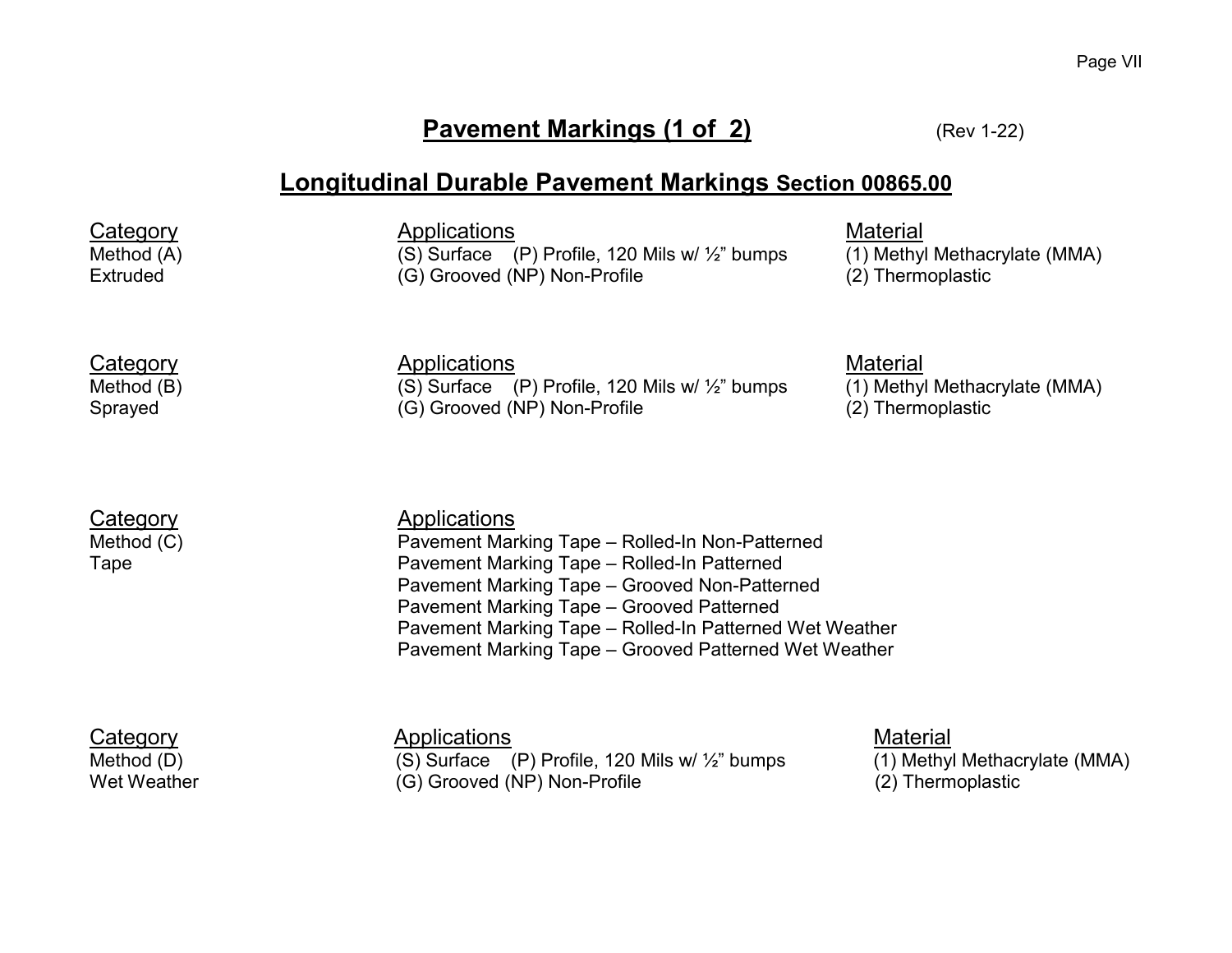# Pavement Markings (1 of 2)

(Rev 1-22)

## Longitudinal Durable Pavement Markings Section 00865.00

| Category | Applications | Material |
|---|---|---|
| Method (A) | (S) Surface (P) Profile, 120 Mils w/ ½" bumps | (1) Methyl Methacrylate (MMA) |
| Extruded | (G) Grooved (NP) Non-Profile | (2) Thermoplastic |

| Category | Applications | Material |
|---|---|---|
| Method (B) | (S) Surface (P) Profile, 120 Mils w/ ½" bumps | (1) Methyl Methacrylate (MMA) |
| Sprayed | (G) Grooved (NP) Non-Profile | (2) Thermoplastic |

| Category | Applications |
|---|---|
| Method (C) | Pavement Marking Tape – Rolled-In Non-Patterned |
| Tape | Pavement Marking Tape – Rolled-In Patterned |
| | Pavement Marking Tape – Grooved Non-Patterned |
| | Pavement Marking Tape – Grooved Patterned |
| | Pavement Marking Tape – Rolled-In Patterned Wet Weather |
| | Pavement Marking Tape – Grooved Patterned Wet Weather |

| Category | Applications | Material |
|---|---|---|
| Method (D) | (S) Surface (P) Profile, 120 Mils w/ ½" bumps | (1) Methyl Methacrylate (MMA) |
| Wet Weather | (G) Grooved (NP) Non-Profile | (2) Thermoplastic |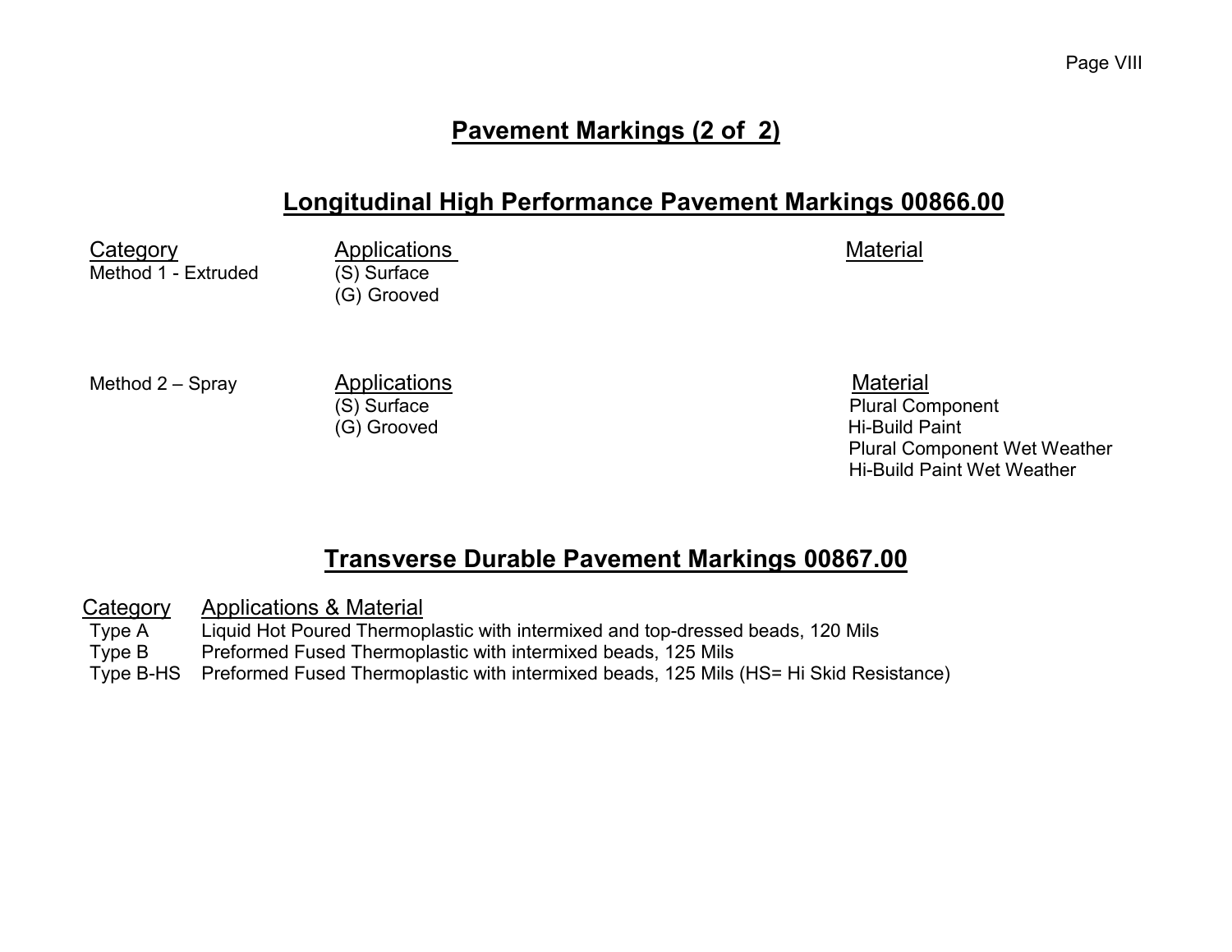## Pavement Markings (2 of 2)

### Longitudinal High Performance Pavement Markings 00866.00

| Category | Applications | Material |
| --- | --- | --- |
| Method 1 - Extruded | (S) Surface<br>(G) Grooved | |

| Method 2 – Spray | Applications | Material |
| --- | --- | --- |
| | (S) Surface<br>(G) Grooved | Plural Component<br>Hi-Build Paint<br>Plural Component Wet Weather<br>Hi-Build Paint Wet Weather |

### Transverse Durable Pavement Markings 00867.00

| Category | Applications & Material |
| --- | --- |
| Type A | Liquid Hot Poured Thermoplastic with intermixed and top-dressed beads, 120 Mils |
| Type B | Preformed Fused Thermoplastic with intermixed beads, 125 Mils |
| Type B-HS | Preformed Fused Thermoplastic with intermixed beads, 125 Mils (HS= Hi Skid Resistance) |